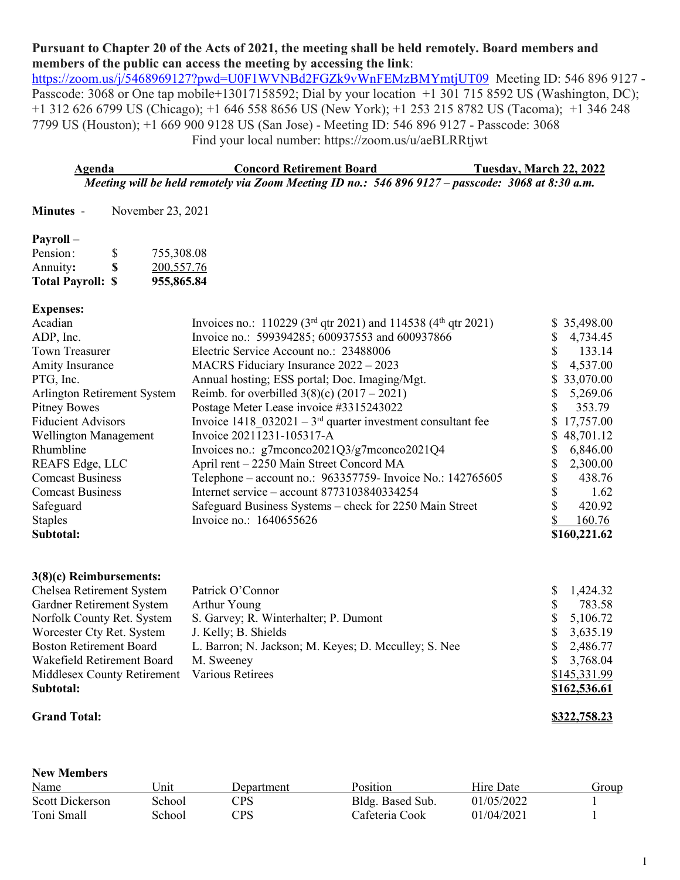**Pursuant to Chapter 20 of the Acts of 2021, the meeting shall be held remotely. Board members and members of the public can access the meeting by accessing the link**: https://zoom.us/j/5468969127?pwd=U0F1WVNBd2FGZk9vWnFEMzBMYmtjUT09 Meeting ID: 546 896 9127 - Passcode: 3068 or One tap mobile+13017158592; Dial by your location +1 301 715 8592 US (Washington, DC); +1 312 626 6799 US (Chicago); +1 646 558 8656 US (New York); +1 253 215 8782 US (Tacoma); +1 346 248 7799 US (Houston); +1 669 900 9128 US (San Jose) - Meeting ID: 546 896 9127 - Passcode: 3068

Find your local number: https://zoom.us/u/aeBLRRtjwt

**Agenda** **Concord Retirement Board** **Tuesday, March 22, 2022**

***Meeting will be held remotely via Zoom Meeting ID no.: 546 896 9127 – passcode: 3068 at 8:30 a.m.***

**Minutes** - November 23, 2021

**Payroll** –

| | | |
|---|---|---|
| Pension: | $ | 755,308.08 |
| Annuity: | **$** | 200,557.76 |
| **Total Payroll:** | **$** | **955,865.84** |

**Expenses:**

| | | |
|---|---|---|
| Acadian | Invoices no.: 110229 (3rd qtr 2021) and 114538 (4th qtr 2021) | $ 35,498.00 |
| ADP, Inc. | Invoice no.: 599394285; 600937553 and 600937866 | $ 4,734.45 |
| Town Treasurer | Electric Service Account no.: 23488006 | $ 133.14 |
| Amity Insurance | MACRS Fiduciary Insurance 2022 – 2023 | $ 4,537.00 |
| PTG, Inc. | Annual hosting; ESS portal; Doc. Imaging/Mgt. | $ 33,070.00 |
| Arlington Retirement System | Reimb. for overbilled 3(8)(c) (2017 – 2021) | $ 5,269.06 |
| Pitney Bowes | Postage Meter Lease invoice #3315243022 | $ 353.79 |
| Fiducient Advisors | Invoice 1418_032021 – 3rd quarter investment consultant fee | $ 17,757.00 |
| Wellington Management | Invoice 20211231-105317-A | $ 48,701.12 |
| Rhumbline | Invoices no.: g7mconco2021Q3/g7mconco2021Q4 | $ 6,846.00 |
| REAFS Edge, LLC | April rent – 2250 Main Street Concord MA | $ 2,300.00 |
| Comcast Business | Telephone – account no.: 963357759- Invoice No.: 142765605 | $ 438.76 |
| Comcast Business | Internet service – account 8773103840334254 | $ 1.62 |
| Safeguard | Safeguard Business Systems – check for 2250 Main Street | $ 420.92 |
| Staples | Invoice no.: 1640655626 | $ 160.76 |
| **Subtotal:** | | **$160,221.62** |

**3(8)(c) Reimbursements:**

| | | |
|---|---|---|
| Chelsea Retirement System | Patrick O'Connor | $ 1,424.32 |
| Gardner Retirement System | Arthur Young | $ 783.58 |
| Norfolk County Ret. System | S. Garvey; R. Winterhalter; P. Dumont | $ 5,106.72 |
| Worcester Cty Ret. System | J. Kelly; B. Shields | $ 3,635.19 |
| Boston Retirement Board | L. Barron; N. Jackson; M. Keyes; D. Mcculley; S. Nee | $ 2,486.77 |
| Wakefield Retirement Board | M. Sweeney | $ 3,768.04 |
| Middlesex County Retirement | Various Retirees | $145,331.99 |
| **Subtotal:** | | **$162,536.61** |

**Grand Total:** **$322,758.23**

**New Members**

| Name | Unit | Department | Position | Hire Date | Group |
|---|---|---|---|---|---|
| Scott Dickerson | School | CPS | Bldg. Based Sub. | 01/05/2022 | 1 |
| Toni Small | School | CPS | Cafeteria Cook | 01/04/2021 | 1 |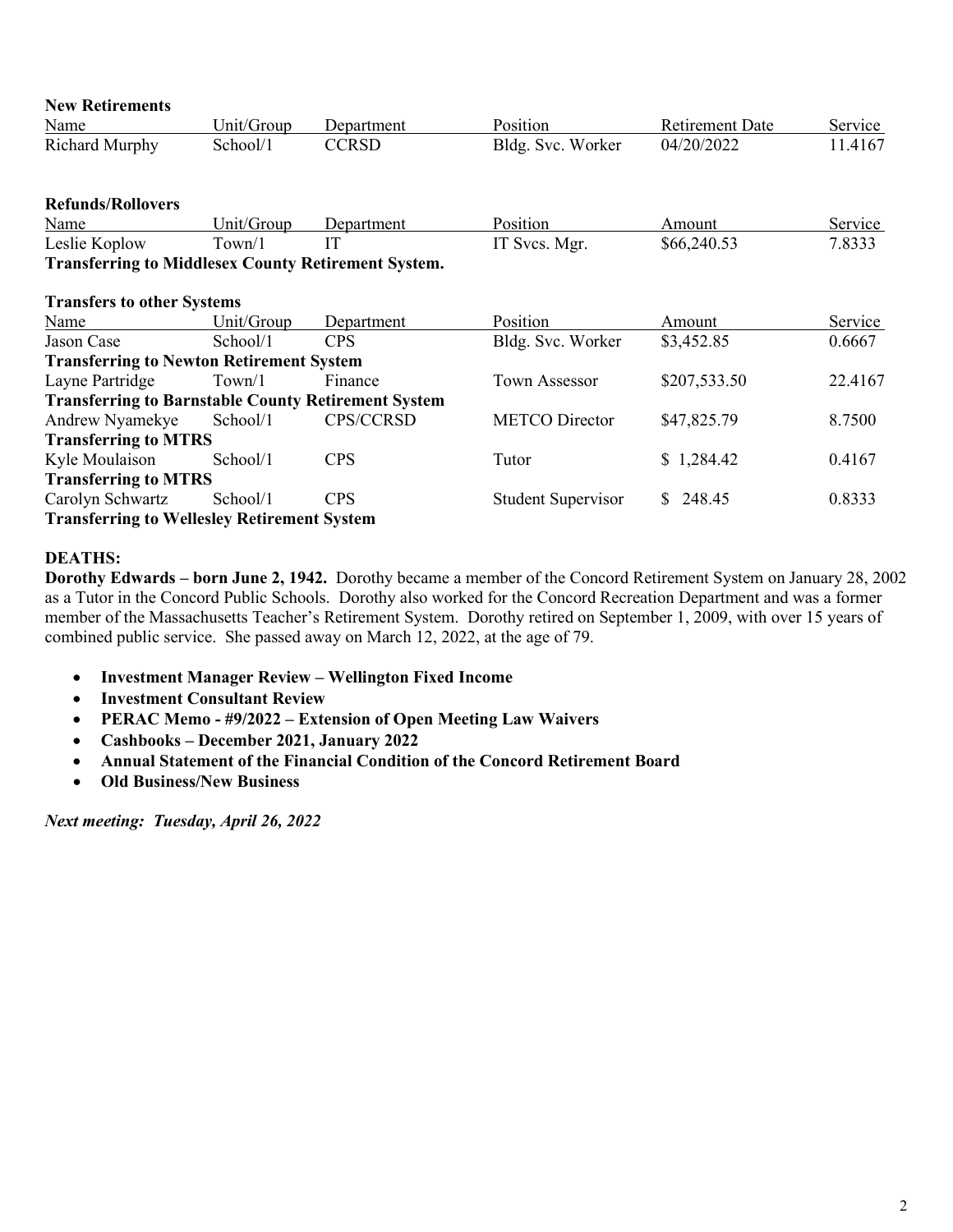**New Retirements**

| Name | Unit/Group | Department | Position | Retirement Date | Service |
|---|---|---|---|---|---|
| Richard Murphy | School/1 | CCRSD | Bldg. Svc. Worker | 04/20/2022 | 11.4167 |

**Refunds/Rollovers**

| Name | Unit/Group | Department | Position | Amount | Service |
|---|---|---|---|---|---|
| Leslie Koplow | Town/1 | IT | IT Svcs. Mgr. | $66,240.53 | 7.8333 |
| **Transferring to Middlesex County Retirement System.** | | | | | |

**Transfers to other Systems**

| Name | Unit/Group | Department | Position | Amount | Service |
|---|---|---|---|---|---|
| Jason Case | School/1 | CPS | Bldg. Svc. Worker | $3,452.85 | 0.6667 |
| **Transferring to Newton Retirement System** | | | | | |
| Layne Partridge | Town/1 | Finance | Town Assessor | $207,533.50 | 22.4167 |
| **Transferring to Barnstable County Retirement System** | | | | | |
| Andrew Nyamekye | School/1 | CPS/CCRSD | METCO Director | $47,825.79 | 8.7500 |
| **Transferring to MTRS** | | | | | |
| Kyle Moulaison | School/1 | CPS | Tutor | $ 1,284.42 | 0.4167 |
| **Transferring to MTRS** | | | | | |
| Carolyn Schwartz | School/1 | CPS | Student Supervisor | $ 248.45 | 0.8333 |
| **Transferring to Wellesley Retirement System** | | | | | |

**DEATHS:**

**Dorothy Edwards – born June 2, 1942.** Dorothy became a member of the Concord Retirement System on January 28, 2002 as a Tutor in the Concord Public Schools. Dorothy also worked for the Concord Recreation Department and was a former member of the Massachusetts Teacher's Retirement System. Dorothy retired on September 1, 2009, with over 15 years of combined public service. She passed away on March 12, 2022, at the age of 79.

- **Investment Manager Review – Wellington Fixed Income**
- **Investment Consultant Review**
- **PERAC Memo - #9/2022 – Extension of Open Meeting Law Waivers**
- **Cashbooks – December 2021, January 2022**
- **Annual Statement of the Financial Condition of the Concord Retirement Board**
- **Old Business/New Business**

***Next meeting: Tuesday, April 26, 2022***